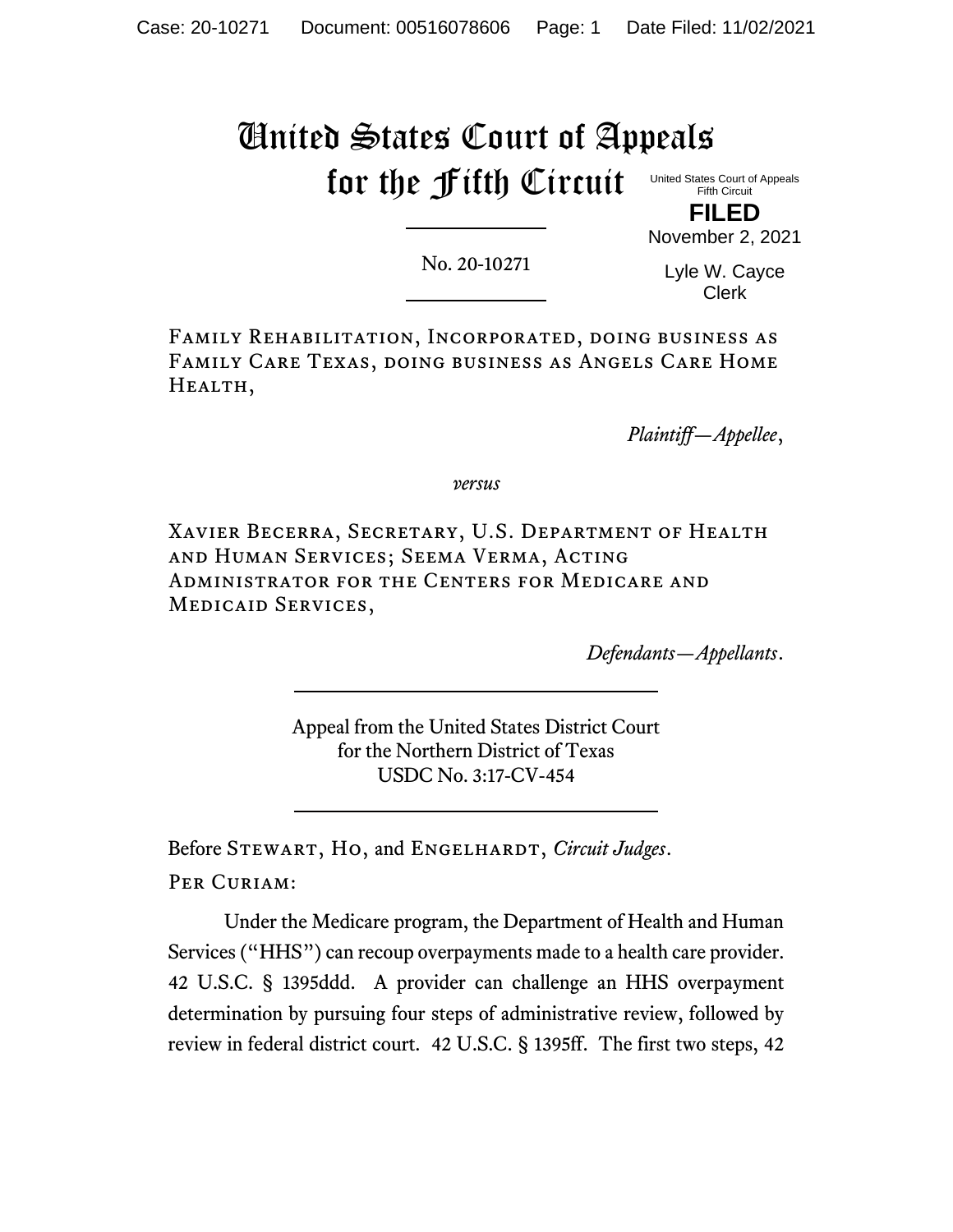# United States Court of Appeals for the Fifth Circuit

United States Court of Appeals
Fifth Circuit

**FILED**

November 2, 2021

Lyle W. Cayce
Clerk

No. 20-10271

Family Rehabilitation, Incorporated, doing business as Family Care Texas, doing business as Angels Care Home Health,

*Plaintiff—Appellee*,

*versus*

Xavier Becerra, Secretary, U.S. Department of Health and Human Services; Seema Verma, Acting Administrator for the Centers for Medicare and Medicaid Services,

*Defendants—Appellants*.

Appeal from the United States District Court
for the Northern District of Texas
USDC No. 3:17-CV-454

Before Stewart, Ho, and Engelhardt, *Circuit Judges*.

Per Curiam:

Under the Medicare program, the Department of Health and Human Services ("HHS") can recoup overpayments made to a health care provider. 42 U.S.C. § 1395ddd. A provider can challenge an HHS overpayment determination by pursuing four steps of administrative review, followed by review in federal district court. 42 U.S.C. § 1395ff. The first two steps, 42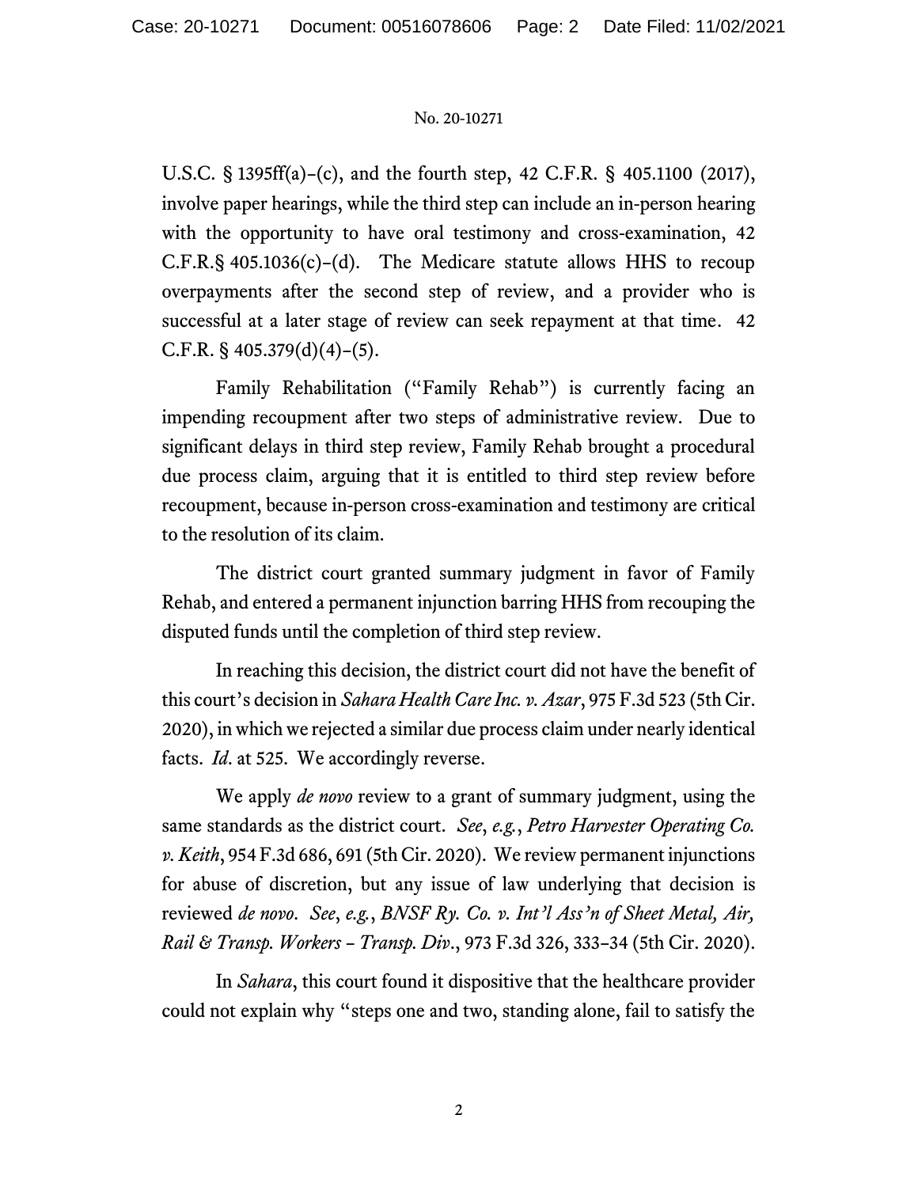U.S.C. § 1395ff(a)–(c), and the fourth step, 42 C.F.R. § 405.1100 (2017), involve paper hearings, while the third step can include an in-person hearing with the opportunity to have oral testimony and cross-examination, 42 C.F.R.§ 405.1036(c)–(d). The Medicare statute allows HHS to recoup overpayments after the second step of review, and a provider who is successful at a later stage of review can seek repayment at that time. 42 C.F.R. § 405.379(d)(4)–(5).

Family Rehabilitation ("Family Rehab") is currently facing an impending recoupment after two steps of administrative review. Due to significant delays in third step review, Family Rehab brought a procedural due process claim, arguing that it is entitled to third step review before recoupment, because in-person cross-examination and testimony are critical to the resolution of its claim.

The district court granted summary judgment in favor of Family Rehab, and entered a permanent injunction barring HHS from recouping the disputed funds until the completion of third step review.

In reaching this decision, the district court did not have the benefit of this court's decision in *Sahara Health Care Inc. v. Azar*, 975 F.3d 523 (5th Cir. 2020), in which we rejected a similar due process claim under nearly identical facts. *Id.* at 525. We accordingly reverse.

We apply *de novo* review to a grant of summary judgment, using the same standards as the district court. *See*, *e.g.*, *Petro Harvester Operating Co. v. Keith*, 954 F.3d 686, 691 (5th Cir. 2020). We review permanent injunctions for abuse of discretion, but any issue of law underlying that decision is reviewed *de novo*. *See*, *e.g.*, *BNSF Ry. Co. v. Int'l Ass'n of Sheet Metal, Air, Rail & Transp. Workers – Transp. Div*., 973 F.3d 326, 333–34 (5th Cir. 2020).

In *Sahara*, this court found it dispositive that the healthcare provider could not explain why "steps one and two, standing alone, fail to satisfy the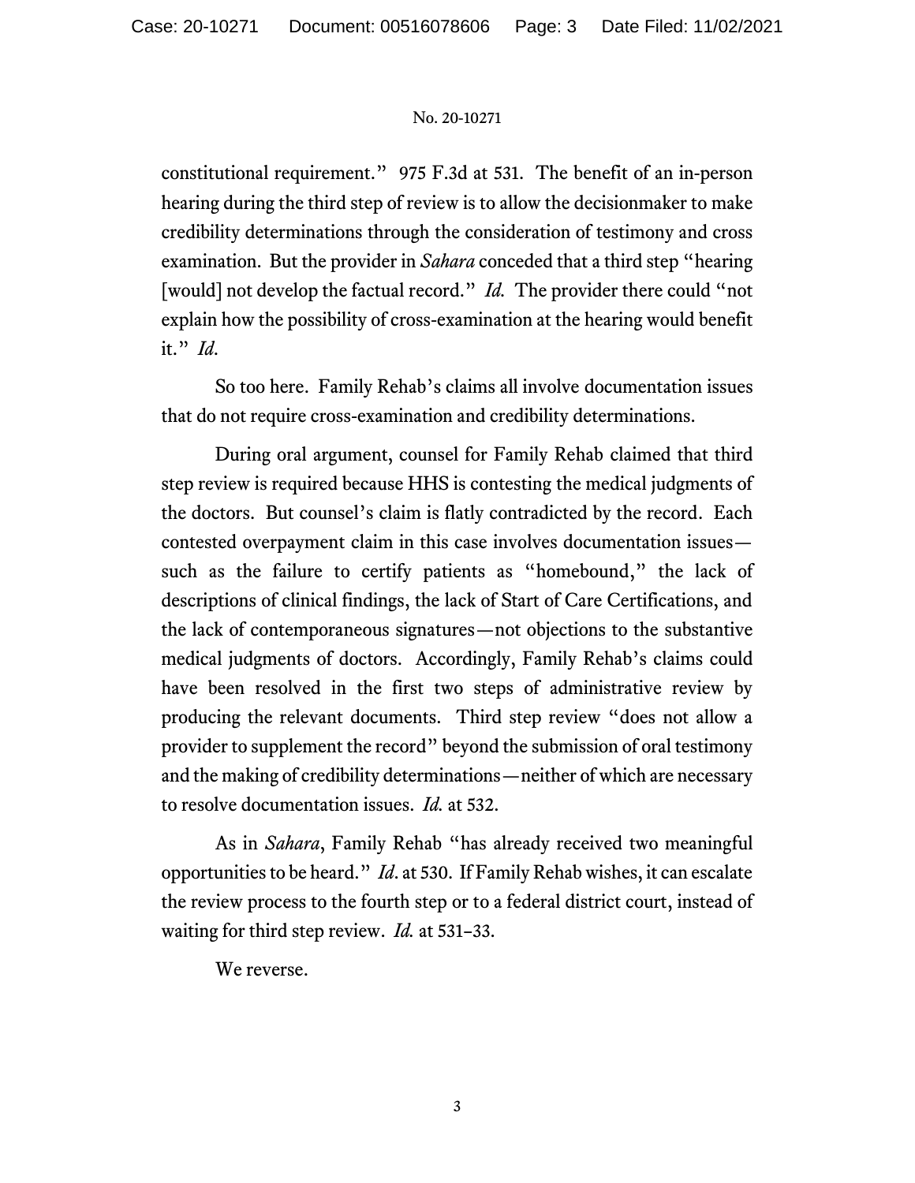constitutional requirement." 975 F.3d at 531. The benefit of an in-person hearing during the third step of review is to allow the decisionmaker to make credibility determinations through the consideration of testimony and cross examination. But the provider in *Sahara* conceded that a third step "hearing [would] not develop the factual record." *Id.* The provider there could "not explain how the possibility of cross-examination at the hearing would benefit it." *Id*.

So too here. Family Rehab's claims all involve documentation issues that do not require cross-examination and credibility determinations.

During oral argument, counsel for Family Rehab claimed that third step review is required because HHS is contesting the medical judgments of the doctors. But counsel's claim is flatly contradicted by the record. Each contested overpayment claim in this case involves documentation issues—such as the failure to certify patients as "homebound," the lack of descriptions of clinical findings, the lack of Start of Care Certifications, and the lack of contemporaneous signatures—not objections to the substantive medical judgments of doctors. Accordingly, Family Rehab's claims could have been resolved in the first two steps of administrative review by producing the relevant documents. Third step review "does not allow a provider to supplement the record" beyond the submission of oral testimony and the making of credibility determinations—neither of which are necessary to resolve documentation issues. *Id.* at 532.

As in *Sahara*, Family Rehab "has already received two meaningful opportunities to be heard." *Id*. at 530. If Family Rehab wishes, it can escalate the review process to the fourth step or to a federal district court, instead of waiting for third step review. *Id.* at 531–33.

We reverse.